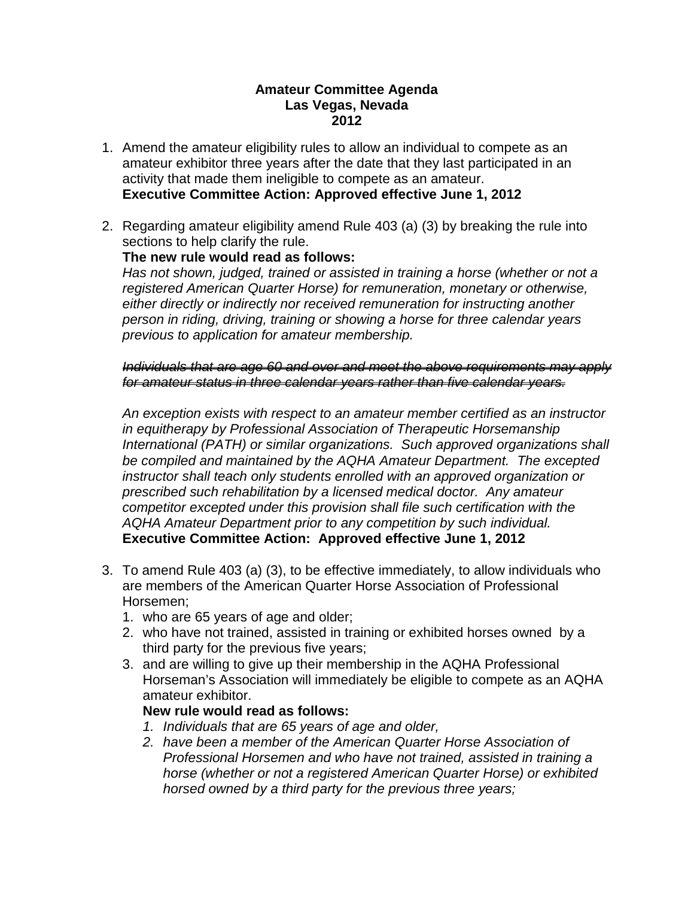**Amateur Committee Agenda**
**Las Vegas, Nevada**
**2012**

1. Amend the amateur eligibility rules to allow an individual to compete as an amateur exhibitor three years after the date that they last participated in an activity that made them ineligible to compete as an amateur.
   **Executive Committee Action: Approved effective June 1, 2012**

2. Regarding amateur eligibility amend Rule 403 (a) (3) by breaking the rule into sections to help clarify the rule.
   **The new rule would read as follows:**
   *Has not shown, judged, trained or assisted in training a horse (whether or not a registered American Quarter Horse) for remuneration, monetary or otherwise, either directly or indirectly nor received remuneration for instructing another person in riding, driving, training or showing a horse for three calendar years previous to application for amateur membership.*

   ~~*Individuals that are age 60 and over and meet the above requirements may apply for amateur status in three calendar years rather than five calendar years.*~~

   *An exception exists with respect to an amateur member certified as an instructor in equitherapy by Professional Association of Therapeutic Horsemanship International (PATH) or similar organizations. Such approved organizations shall be compiled and maintained by the AQHA Amateur Department. The excepted instructor shall teach only students enrolled with an approved organization or prescribed such rehabilitation by a licensed medical doctor. Any amateur competitor excepted under this provision shall file such certification with the AQHA Amateur Department prior to any competition by such individual.*
   **Executive Committee Action: Approved effective June 1, 2012**

3. To amend Rule 403 (a) (3), to be effective immediately, to allow individuals who are members of the American Quarter Horse Association of Professional Horsemen;
   1. who are 65 years of age and older;
   2. who have not trained, assisted in training or exhibited horses owned by a third party for the previous five years;
   3. and are willing to give up their membership in the AQHA Professional Horseman's Association will immediately be eligible to compete as an AQHA amateur exhibitor.

   **New rule would read as follows:**
   1. *Individuals that are 65 years of age and older,*
   2. *have been a member of the American Quarter Horse Association of Professional Horsemen and who have not trained, assisted in training a horse (whether or not a registered American Quarter Horse) or exhibited horsed owned by a third party for the previous three years;*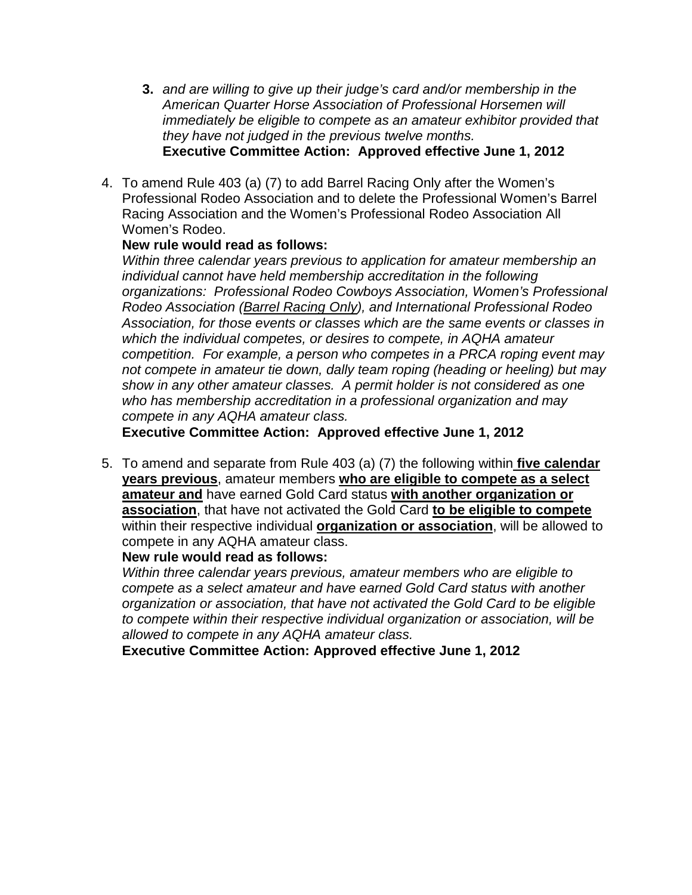3. *and are willing to give up their judge's card and/or membership in the American Quarter Horse Association of Professional Horsemen will immediately be eligible to compete as an amateur exhibitor provided that they have not judged in the previous twelve months.*
   **Executive Committee Action: Approved effective June 1, 2012**

4. To amend Rule 403 (a) (7) to add Barrel Racing Only after the Women's Professional Rodeo Association and to delete the Professional Women's Barrel Racing Association and the Women's Professional Rodeo Association All Women's Rodeo.

   **New rule would read as follows:**

   *Within three calendar years previous to application for amateur membership an individual cannot have held membership accreditation in the following organizations: Professional Rodeo Cowboys Association, Women's Professional Rodeo Association (<u>Barrel Racing Only</u>), and International Professional Rodeo Association, for those events or classes which are the same events or classes in which the individual competes, or desires to compete, in AQHA amateur competition. For example, a person who competes in a PRCA roping event may not compete in amateur tie down, dally team roping (heading or heeling) but may show in any other amateur classes. A permit holder is not considered as one who has membership accreditation in a professional organization and may compete in any AQHA amateur class.*

   **Executive Committee Action: Approved effective June 1, 2012**

5. To amend and separate from Rule 403 (a) (7) the following within **<u>five calendar years previous</u>**, amateur members **<u>who are eligible to compete as a select amateur and</u>** have earned Gold Card status **<u>with another organization or association</u>**, that have not activated the Gold Card **<u>to be eligible to compete</u>** within their respective individual **<u>organization or association</u>**, will be allowed to compete in any AQHA amateur class.

   **New rule would read as follows:**

   *Within three calendar years previous, amateur members who are eligible to compete as a select amateur and have earned Gold Card status with another organization or association, that have not activated the Gold Card to be eligible to compete within their respective individual organization or association, will be allowed to compete in any AQHA amateur class.*

   **Executive Committee Action: Approved effective June 1, 2012**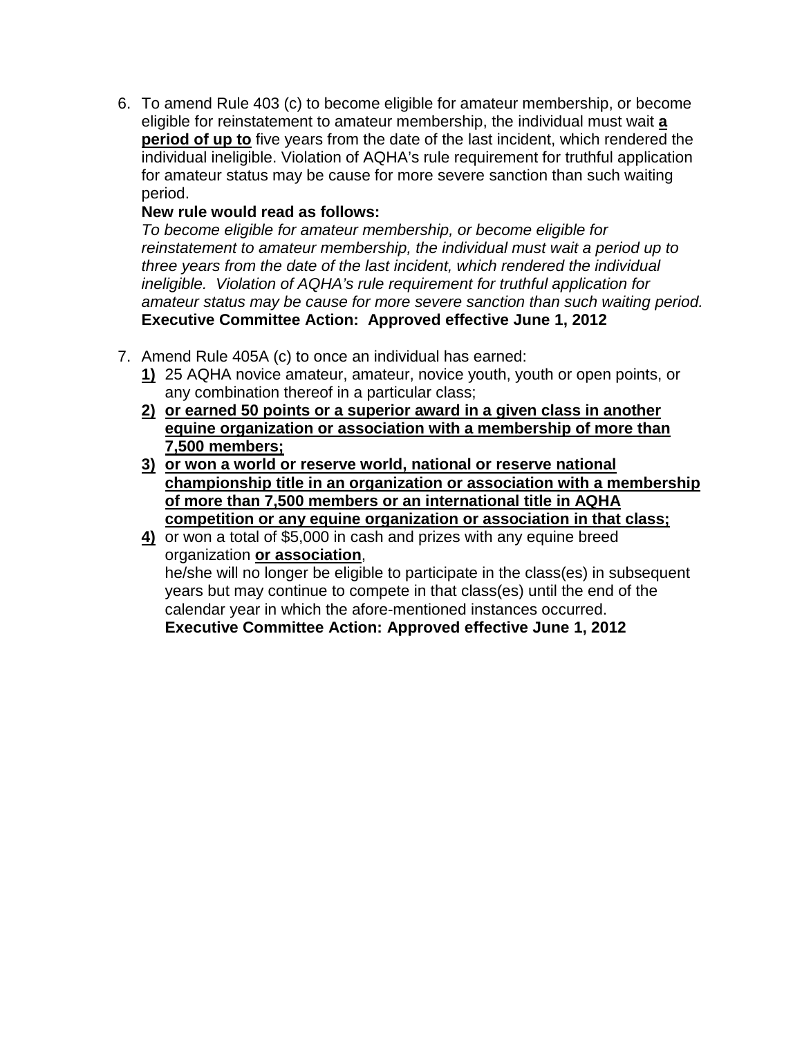6. To amend Rule 403 (c) to become eligible for amateur membership, or become eligible for reinstatement to amateur membership, the individual must wait **a period of up to** five years from the date of the last incident, which rendered the individual ineligible. Violation of AQHA's rule requirement for truthful application for amateur status may be cause for more severe sanction than such waiting period.

   **New rule would read as follows:**

   *To become eligible for amateur membership, or become eligible for reinstatement to amateur membership, the individual must wait a period up to three years from the date of the last incident, which rendered the individual ineligible. Violation of AQHA's rule requirement for truthful application for amateur status may be cause for more severe sanction than such waiting period.*

   **Executive Committee Action: Approved effective June 1, 2012**

7. Amend Rule 405A (c) to once an individual has earned:

   **1)** 25 AQHA novice amateur, amateur, novice youth, youth or open points, or any combination thereof in a particular class;

   **2) or earned 50 points or a superior award in a given class in another equine organization or association with a membership of more than 7,500 members;**

   **3) or won a world or reserve world, national or reserve national championship title in an organization or association with a membership of more than 7,500 members or an international title in AQHA competition or any equine organization or association in that class;**

   **4)** or won a total of $5,000 in cash and prizes with any equine breed organization **or association**,

   he/she will no longer be eligible to participate in the class(es) in subsequent years but may continue to compete in that class(es) until the end of the calendar year in which the afore-mentioned instances occurred.

   **Executive Committee Action: Approved effective June 1, 2012**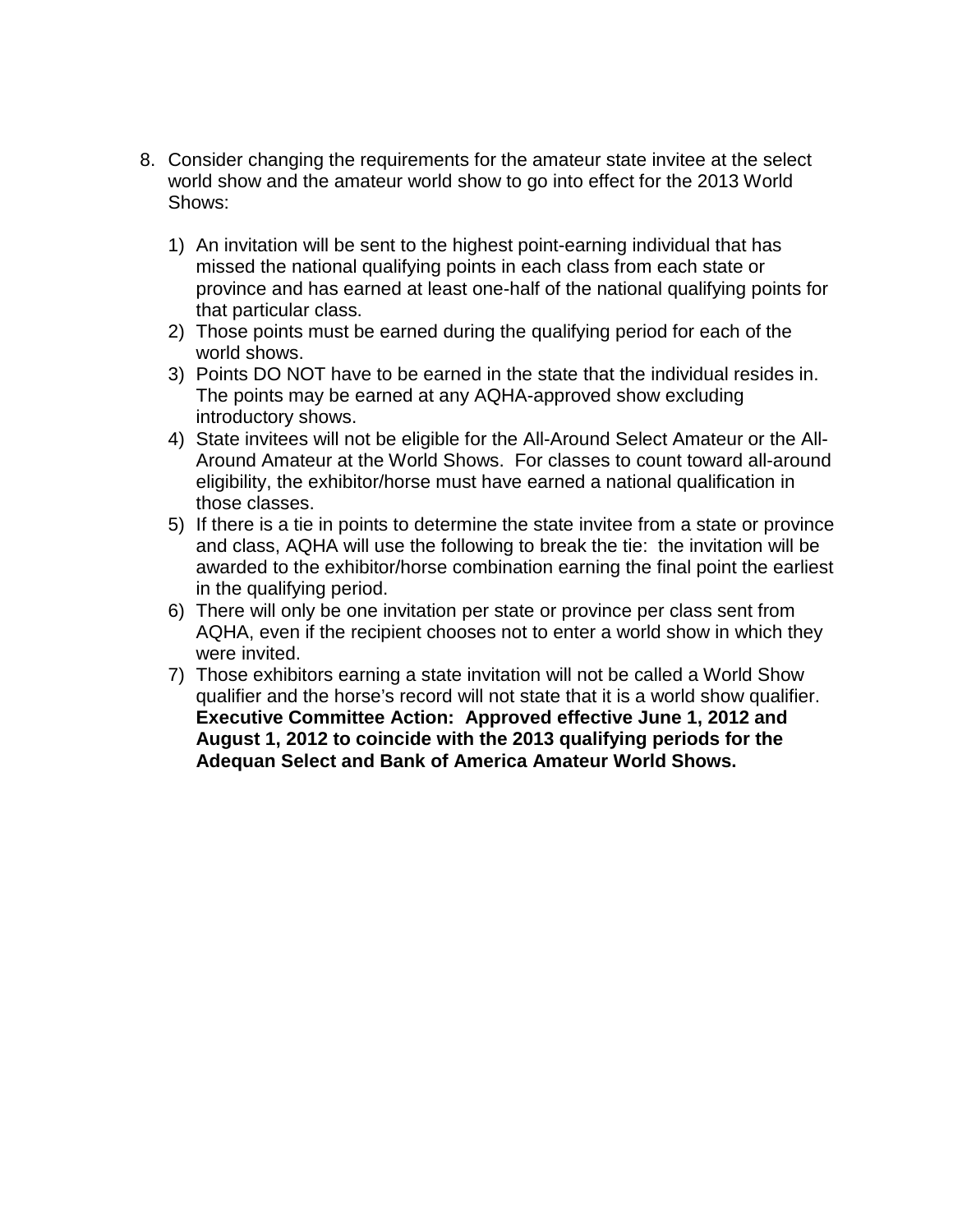8. Consider changing the requirements for the amateur state invitee at the select world show and the amateur world show to go into effect for the 2013 World Shows:

    1) An invitation will be sent to the highest point-earning individual that has missed the national qualifying points in each class from each state or province and has earned at least one-half of the national qualifying points for that particular class.
    2) Those points must be earned during the qualifying period for each of the world shows.
    3) Points DO NOT have to be earned in the state that the individual resides in. The points may be earned at any AQHA-approved show excluding introductory shows.
    4) State invitees will not be eligible for the All-Around Select Amateur or the All-Around Amateur at the World Shows. For classes to count toward all-around eligibility, the exhibitor/horse must have earned a national qualification in those classes.
    5) If there is a tie in points to determine the state invitee from a state or province and class, AQHA will use the following to break the tie: the invitation will be awarded to the exhibitor/horse combination earning the final point the earliest in the qualifying period.
    6) There will only be one invitation per state or province per class sent from AQHA, even if the recipient chooses not to enter a world show in which they were invited.
    7) Those exhibitors earning a state invitation will not be called a World Show qualifier and the horse's record will not state that it is a world show qualifier. **Executive Committee Action: Approved effective June 1, 2012 and August 1, 2012 to coincide with the 2013 qualifying periods for the Adequan Select and Bank of America Amateur World Shows.**